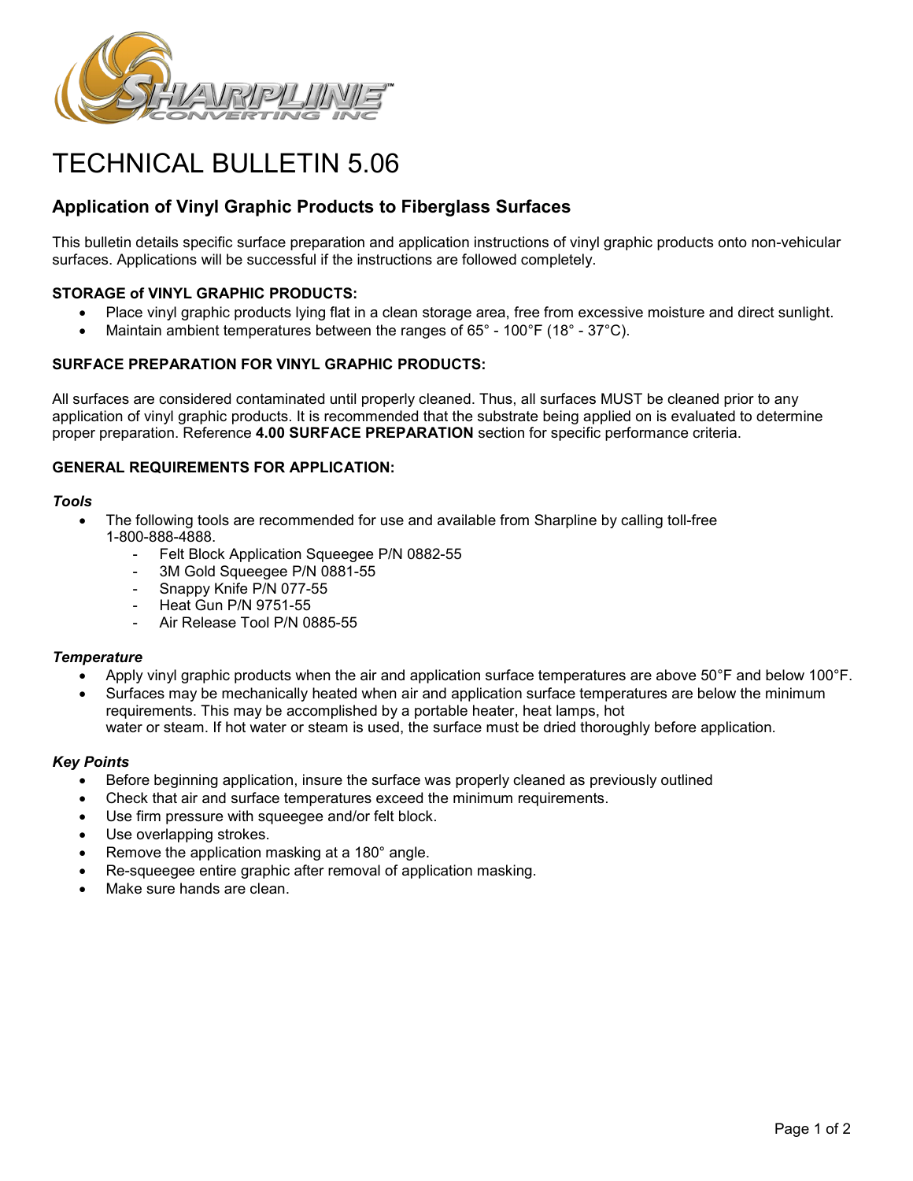# TECHNICAL BULLETIN 5.06

## Application of Vinyl Graphic Products to Fiberglass Surfaces

This bulletin details specific surface preparation and application instructions of vinyl graphic products onto non-vehicular surfaces. Applications will be successful if the instructions are followed completely.

### STORAGE of VINYL GRAPHIC PRODUCTS:

- Place vinyl graphic products lying flat in a clean storage area, free from excessive moisture and direct sunlight.
- Maintain ambient temperatures between the ranges of 65° - 100°F (18° - 37°C).

### SURFACE PREPARATION FOR VINYL GRAPHIC PRODUCTS:

All surfaces are considered contaminated until properly cleaned. Thus, all surfaces MUST be cleaned prior to any application of vinyl graphic products. It is recommended that the substrate being applied on is evaluated to determine proper preparation. Reference **4.00 SURFACE PREPARATION** section for specific performance criteria.

### GENERAL REQUIREMENTS FOR APPLICATION:

***Tools***

- The following tools are recommended for use and available from Sharpline by calling toll-free 1-800-888-4888.
  - Felt Block Application Squeegee P/N 0882-55
  - 3M Gold Squeegee P/N 0881-55
  - Snappy Knife P/N 077-55
  - Heat Gun P/N 9751-55
  - Air Release Tool P/N 0885-55

***Temperature***

- Apply vinyl graphic products when the air and application surface temperatures are above 50°F and below 100°F.
- Surfaces may be mechanically heated when air and application surface temperatures are below the minimum requirements. This may be accomplished by a portable heater, heat lamps, hot water or steam. If hot water or steam is used, the surface must be dried thoroughly before application.

***Key Points***

- Before beginning application, insure the surface was properly cleaned as previously outlined
- Check that air and surface temperatures exceed the minimum requirements.
- Use firm pressure with squeegee and/or felt block.
- Use overlapping strokes.
- Remove the application masking at a 180° angle.
- Re-squeegee entire graphic after removal of application masking.
- Make sure hands are clean.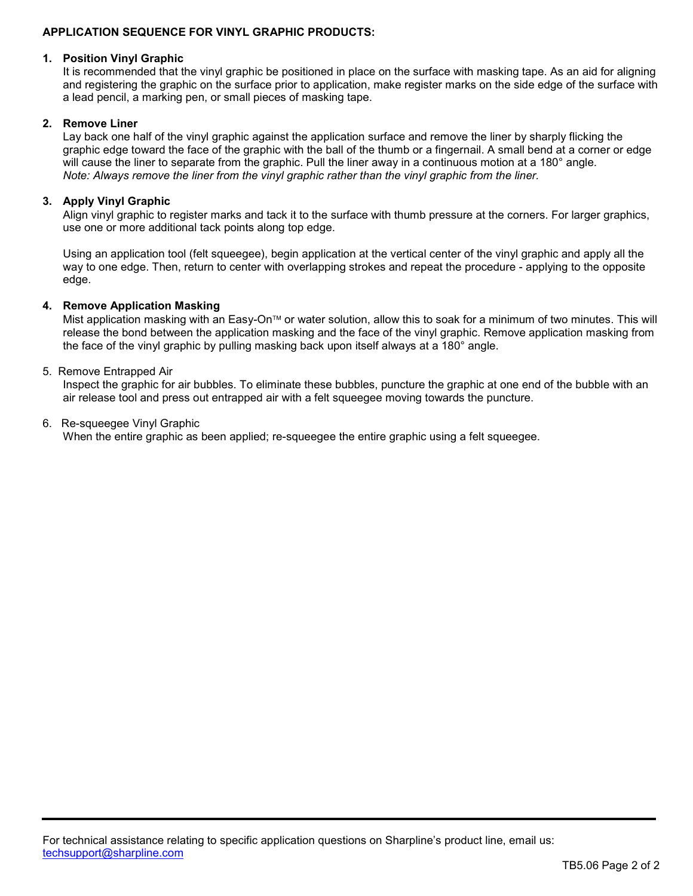**APPLICATION SEQUENCE FOR VINYL GRAPHIC PRODUCTS:**

1. **Position Vinyl Graphic**
   It is recommended that the vinyl graphic be positioned in place on the surface with masking tape. As an aid for aligning and registering the graphic on the surface prior to application, make register marks on the side edge of the surface with a lead pencil, a marking pen, or small pieces of masking tape.

2. **Remove Liner**
   Lay back one half of the vinyl graphic against the application surface and remove the liner by sharply flicking the graphic edge toward the face of the graphic with the ball of the thumb or a fingernail. A small bend at a corner or edge will cause the liner to separate from the graphic. Pull the liner away in a continuous motion at a 180° angle.
   *Note: Always remove the liner from the vinyl graphic rather than the vinyl graphic from the liner.*

3. **Apply Vinyl Graphic**
   Align vinyl graphic to register marks and tack it to the surface with thumb pressure at the corners. For larger graphics, use one or more additional tack points along top edge.

   Using an application tool (felt squeegee), begin application at the vertical center of the vinyl graphic and apply all the way to one edge. Then, return to center with overlapping strokes and repeat the procedure - applying to the opposite edge.

4. **Remove Application Masking**
   Mist application masking with an Easy-On™ or water solution, allow this to soak for a minimum of two minutes. This will release the bond between the application masking and the face of the vinyl graphic. Remove application masking from the face of the vinyl graphic by pulling masking back upon itself always at a 180° angle.

5. Remove Entrapped Air
   Inspect the graphic for air bubbles. To eliminate these bubbles, puncture the graphic at one end of the bubble with an air release tool and press out entrapped air with a felt squeegee moving towards the puncture.

6. Re-squeegee Vinyl Graphic
   When the entire graphic as been applied; re-squeegee the entire graphic using a felt squeegee.

---

For technical assistance relating to specific application questions on Sharpline's product line, email us: techsupport@sharpline.com

TB5.06